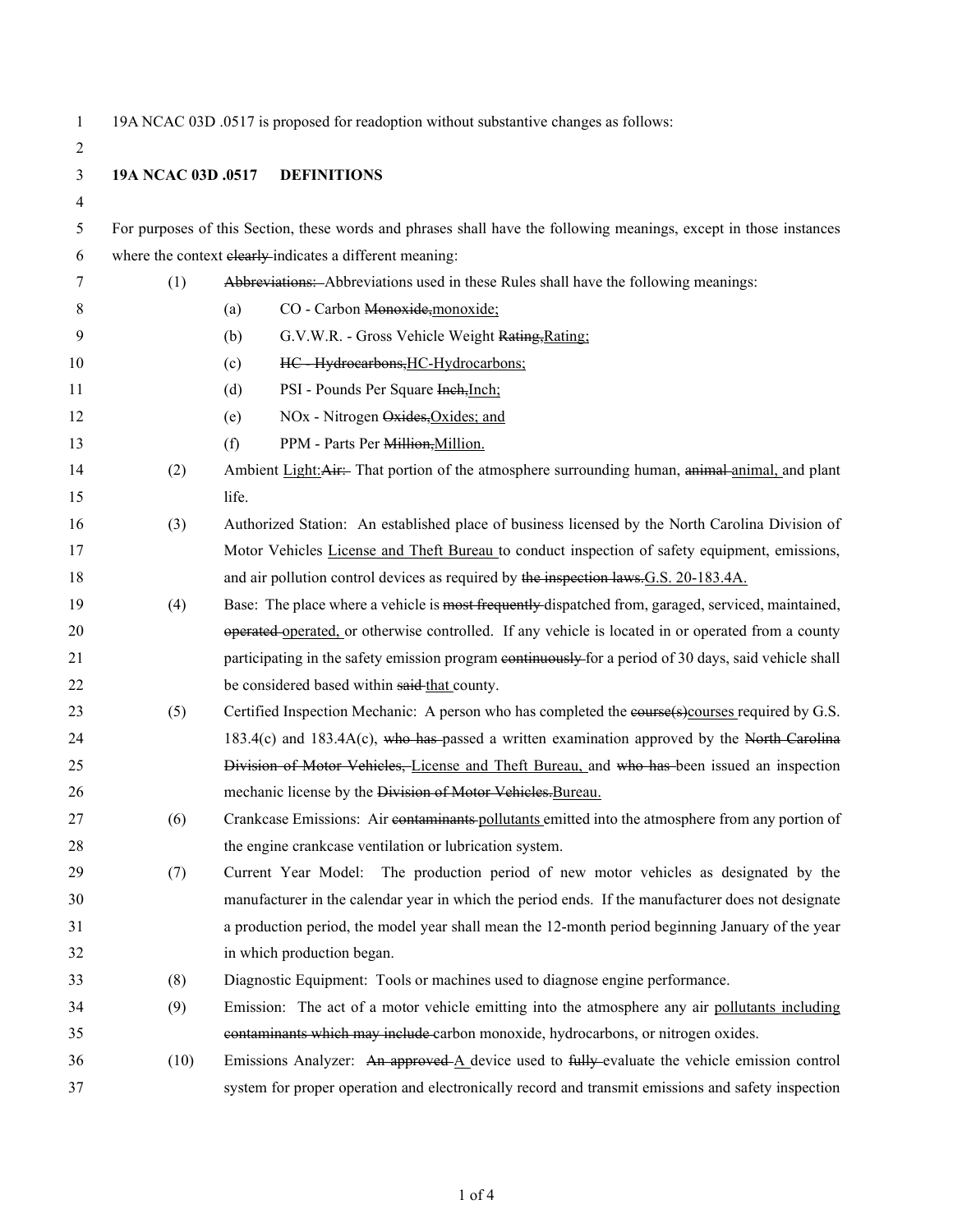19A NCAC 03D .0517 is proposed for readoption without substantive changes as follows:

**19A NCAC 03D .0517 DEFINITIONS**

For purposes of this Section, these words and phrases shall have the following meanings, except in those instances where the context ~~clearly~~ indicates a different meaning:

(1) ~~Abbreviations:~~ Abbreviations used in these Rules shall have the following meanings:

(a) CO - Carbon ~~Monoxide,~~monoxide;

(b) G.V.W.R. - Gross Vehicle Weight ~~Rating,~~Rating;

(c) ~~HC - Hydrocarbons,~~HC-Hydrocarbons;

(d) PSI - Pounds Per Square ~~Inch,~~Inch;

(e) NOx - Nitrogen ~~Oxides,~~Oxides; and

(f) PPM - Parts Per ~~Million,~~Million.

(2) Ambient Light:~~Air:~~ That portion of the atmosphere surrounding human, ~~animal~~ animal, and plant life.

(3) Authorized Station: An established place of business licensed by the North Carolina Division of Motor Vehicles License and Theft Bureau to conduct inspection of safety equipment, emissions, and air pollution control devices as required by ~~the inspection laws.~~G.S. 20-183.4A.

(4) Base: The place where a vehicle is ~~most frequently~~ dispatched from, garaged, serviced, maintained, ~~operated~~ operated, or otherwise controlled. If any vehicle is located in or operated from a county participating in the safety emission program ~~continuously~~ for a period of 30 days, said vehicle shall be considered based within ~~said~~ that county.

(5) Certified Inspection Mechanic: A person who has completed the ~~course(s)~~courses required by G.S. 183.4(c) and 183.4A(c), ~~who has~~ passed a written examination approved by the ~~North Carolina Division of Motor Vehicles,~~ License and Theft Bureau, and ~~who has~~ been issued an inspection mechanic license by the ~~Division of Motor Vehicles.~~Bureau.

(6) Crankcase Emissions: Air ~~contaminants~~ pollutants emitted into the atmosphere from any portion of the engine crankcase ventilation or lubrication system.

(7) Current Year Model: The production period of new motor vehicles as designated by the manufacturer in the calendar year in which the period ends. If the manufacturer does not designate a production period, the model year shall mean the 12-month period beginning January of the year in which production began.

(8) Diagnostic Equipment: Tools or machines used to diagnose engine performance.

(9) Emission: The act of a motor vehicle emitting into the atmosphere any air pollutants including ~~contaminants which may include~~ carbon monoxide, hydrocarbons, or nitrogen oxides.

(10) Emissions Analyzer: ~~An approved~~ A device used to ~~fully~~ evaluate the vehicle emission control system for proper operation and electronically record and transmit emissions and safety inspection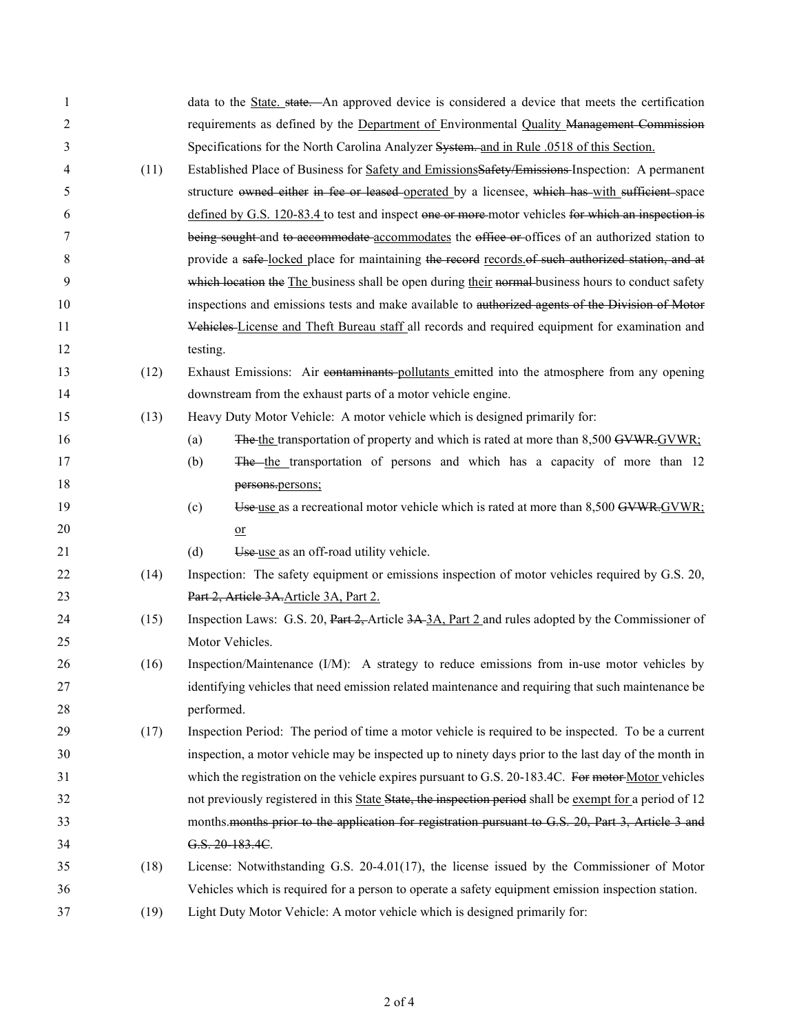data to the <u>State.</u> ~~state.~~ An approved device is considered a device that meets the certification requirements as defined by the <u>Department of</u> Environmental <u>Quality</u> ~~Management Commission~~ Specifications for the North Carolina Analyzer ~~System.~~ <u>and in Rule .0518 of this Section.</u>

(11) Established Place of Business for <u>Safety and Emissions</u>~~Safety/Emissions~~ Inspection: A permanent structure ~~owned either in fee or leased~~ <u>operated</u> by a licensee, ~~which has~~ <u>with</u> ~~sufficient~~ space <u>defined by G.S. 120-83.4</u> to test and inspect ~~one or more~~ motor vehicles ~~for which an inspection is being sought~~ and ~~to accommodate~~ <u>accommodates</u> the ~~office or~~ offices of an authorized station to provide a ~~safe~~ <u>locked</u> place for maintaining ~~the record~~ <u>records.</u>~~of such authorized station, and at which location the~~ <u>The</u> business shall be open during <u>their</u> ~~normal~~ business hours to conduct safety inspections and emissions tests and make available to ~~authorized agents of the Division of Motor Vehicles~~ <u>License and Theft Bureau staff</u> all records and required equipment for examination and testing.

(12) Exhaust Emissions: Air ~~contaminants~~ <u>pollutants</u> emitted into the atmosphere from any opening downstream from the exhaust parts of a motor vehicle engine.

(13) Heavy Duty Motor Vehicle: A motor vehicle which is designed primarily for:

- (a) ~~The~~ <u>the</u> transportation of property and which is rated at more than 8,500 ~~GVWR.~~<u>GVWR;</u>
- (b) ~~The~~ <u>the</u> transportation of persons and which has a capacity of more than 12 ~~persons.~~<u>persons;</u>
- (c) ~~Use~~ <u>use</u> as a recreational motor vehicle which is rated at more than 8,500 ~~GVWR.~~<u>GVWR;</u> <u>or</u>
- (d) ~~Use~~ <u>use</u> as an off-road utility vehicle.

(14) Inspection: The safety equipment or emissions inspection of motor vehicles required by G.S. 20, ~~Part 2, Article 3A.~~<u>Article 3A, Part 2.</u>

(15) Inspection Laws: G.S. 20, ~~Part 2,~~ Article ~~3A~~ <u>3A, Part 2</u> and rules adopted by the Commissioner of Motor Vehicles.

(16) Inspection/Maintenance (I/M): A strategy to reduce emissions from in-use motor vehicles by identifying vehicles that need emission related maintenance and requiring that such maintenance be performed.

(17) Inspection Period: The period of time a motor vehicle is required to be inspected. To be a current inspection, a motor vehicle may be inspected up to ninety days prior to the last day of the month in which the registration on the vehicle expires pursuant to G.S. 20-183.4C. ~~For motor~~ <u>Motor</u> vehicles not previously registered in this <u>State</u> ~~State, the inspection period~~ shall be <u>exempt for</u> a period of 12 months.~~months prior to the application for registration pursuant to G.S. 20, Part 3, Article 3 and G.S. 20-183.4C.~~

(18) License: Notwithstanding G.S. 20-4.01(17), the license issued by the Commissioner of Motor Vehicles which is required for a person to operate a safety equipment emission inspection station.

(19) Light Duty Motor Vehicle: A motor vehicle which is designed primarily for: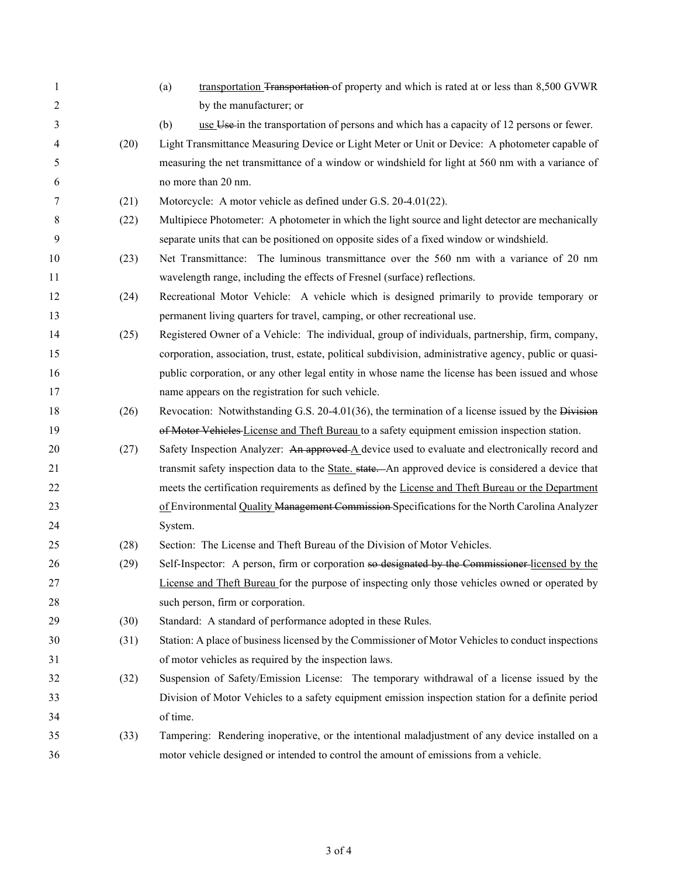(a) <u>transportation</u> ~~Transportation~~ of property and which is rated at or less than 8,500 GVWR by the manufacturer; or

(b) <u>use</u> ~~Use~~ in the transportation of persons and which has a capacity of 12 persons or fewer.

(20) Light Transmittance Measuring Device or Light Meter or Unit or Device: A photometer capable of measuring the net transmittance of a window or windshield for light at 560 nm with a variance of no more than 20 nm.

(21) Motorcycle: A motor vehicle as defined under G.S. 20-4.01(22).

(22) Multipiece Photometer: A photometer in which the light source and light detector are mechanically separate units that can be positioned on opposite sides of a fixed window or windshield.

(23) Net Transmittance: The luminous transmittance over the 560 nm with a variance of 20 nm wavelength range, including the effects of Fresnel (surface) reflections.

(24) Recreational Motor Vehicle: A vehicle which is designed primarily to provide temporary or permanent living quarters for travel, camping, or other recreational use.

(25) Registered Owner of a Vehicle: The individual, group of individuals, partnership, firm, company, corporation, association, trust, estate, political subdivision, administrative agency, public or quasi-public corporation, or any other legal entity in whose name the license has been issued and whose name appears on the registration for such vehicle.

(26) Revocation: Notwithstanding G.S. 20-4.01(36), the termination of a license issued by the ~~Division of Motor Vehicles~~ <u>License and Theft Bureau</u> to a safety equipment emission inspection station.

(27) Safety Inspection Analyzer: ~~An approved~~ <u>A</u> device used to evaluate and electronically record and transmit safety inspection data to the <u>State.</u> ~~state.~~ An approved device is considered a device that meets the certification requirements as defined by the <u>License and Theft Bureau or the Department of</u> Environmental <u>Quality</u> ~~Management Commission~~ Specifications for the North Carolina Analyzer System.

(28) Section: The License and Theft Bureau of the Division of Motor Vehicles.

(29) Self-Inspector: A person, firm or corporation ~~so designated by the Commissioner~~ <u>licensed by the License and Theft Bureau</u> for the purpose of inspecting only those vehicles owned or operated by such person, firm or corporation.

(30) Standard: A standard of performance adopted in these Rules.

(31) Station: A place of business licensed by the Commissioner of Motor Vehicles to conduct inspections of motor vehicles as required by the inspection laws.

(32) Suspension of Safety/Emission License: The temporary withdrawal of a license issued by the Division of Motor Vehicles to a safety equipment emission inspection station for a definite period of time.

(33) Tampering: Rendering inoperative, or the intentional maladjustment of any device installed on a motor vehicle designed or intended to control the amount of emissions from a vehicle.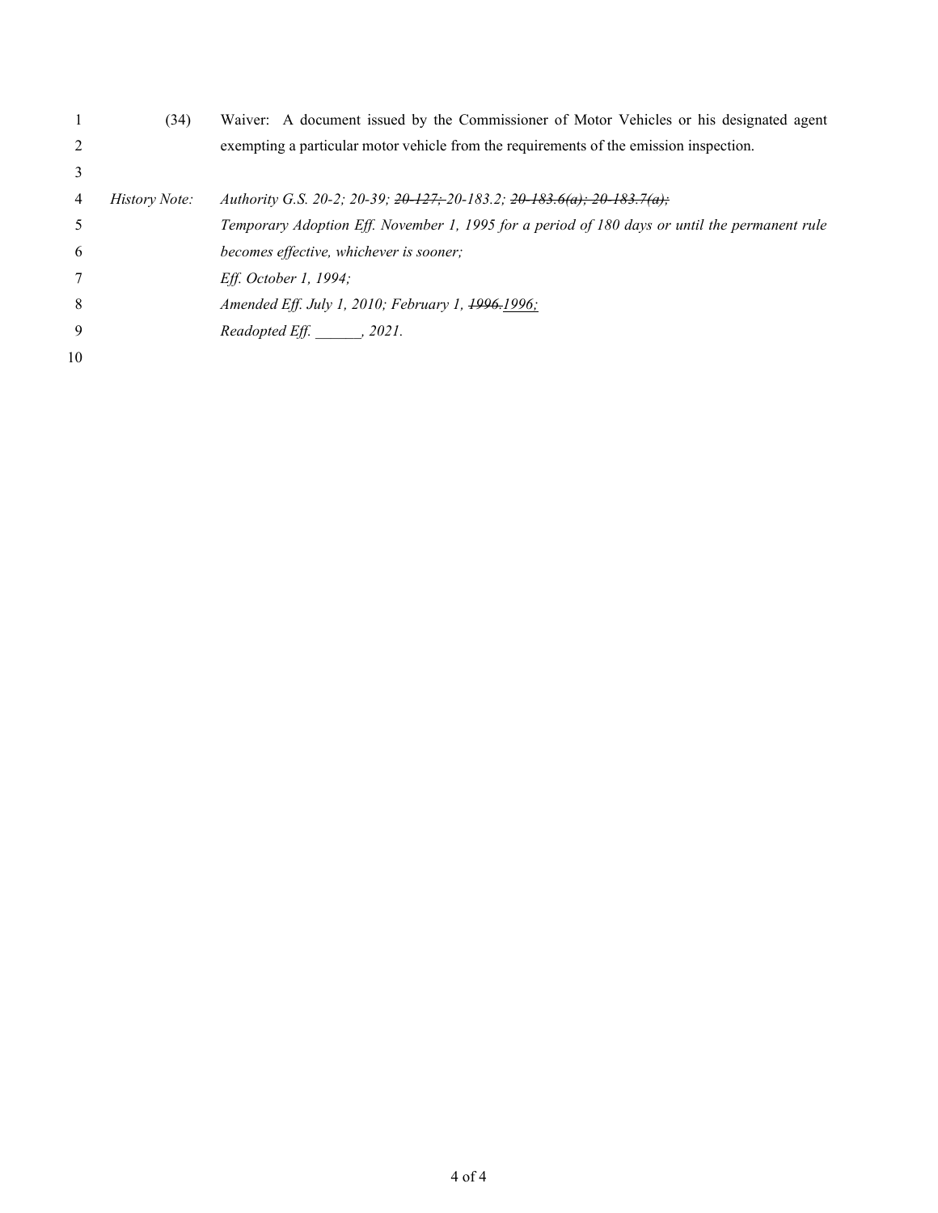(34) Waiver: A document issued by the Commissioner of Motor Vehicles or his designated agent exempting a particular motor vehicle from the requirements of the emission inspection.

*History Note: Authority G.S. 20-2; 20-39; ~~20-127;~~ 20-183.2; ~~20-183.6(a); 20-183.7(a);~~*
*Temporary Adoption Eff. November 1, 1995 for a period of 180 days or until the permanent rule becomes effective, whichever is sooner;*
*Eff. October 1, 1994;*
*Amended Eff. July 1, 2010; February 1, ~~1996.~~1996;*
*Readopted Eff. ______, 2021.*